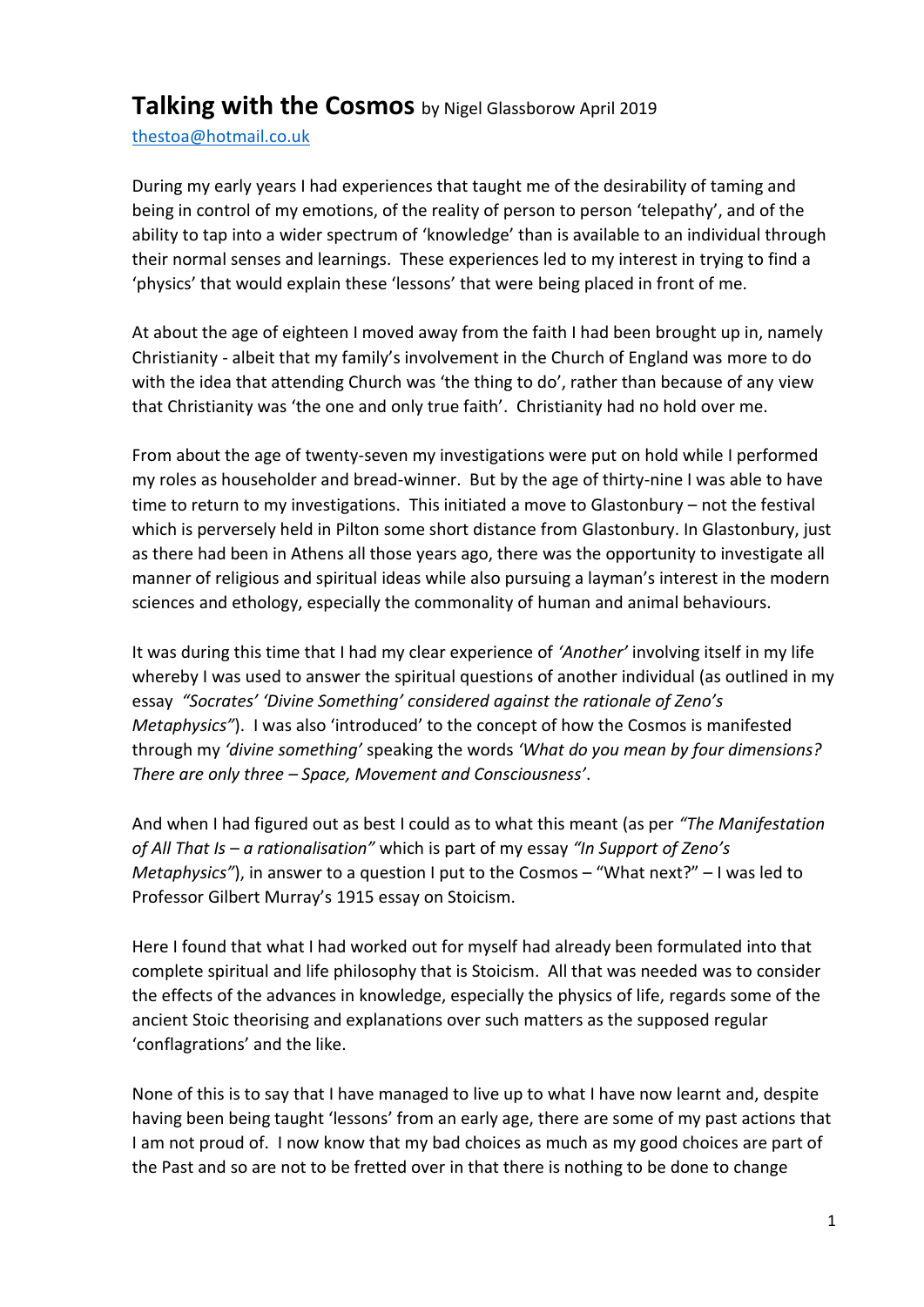# **Talking with the Cosmos** by Nigel Glassborow April 2019

thestoa@hotmail.co.uk

During my early years I had experiences that taught me of the desirability of taming and being in control of my emotions, of the reality of person to person 'telepathy', and of the ability to tap into a wider spectrum of 'knowledge' than is available to an individual through their normal senses and learnings. These experiences led to my interest in trying to find a 'physics' that would explain these 'lessons' that were being placed in front of me.

At about the age of eighteen I moved away from the faith I had been brought up in, namely Christianity - albeit that my family's involvement in the Church of England was more to do with the idea that attending Church was 'the thing to do', rather than because of any view that Christianity was 'the one and only true faith'. Christianity had no hold over me.

From about the age of twenty-seven my investigations were put on hold while I performed my roles as householder and bread-winner. But by the age of thirty-nine I was able to have time to return to my investigations. This initiated a move to Glastonbury – not the festival which is perversely held in Pilton some short distance from Glastonbury. In Glastonbury, just as there had been in Athens all those years ago, there was the opportunity to investigate all manner of religious and spiritual ideas while also pursuing a layman's interest in the modern sciences and ethology, especially the commonality of human and animal behaviours.

It was during this time that I had my clear experience of *'Another'* involving itself in my life whereby I was used to answer the spiritual questions of another individual (as outlined in my essay *"Socrates' 'Divine Something' considered against the rationale of Zeno's Metaphysics"*). I was also 'introduced' to the concept of how the Cosmos is manifested through my *'divine something'* speaking the words *'What do you mean by four dimensions? There are only three – Space, Movement and Consciousness'*.

And when I had figured out as best I could as to what this meant (as per *"The Manifestation of All That Is – a rationalisation"* which is part of my essay *"In Support of Zeno's Metaphysics"*), in answer to a question I put to the Cosmos – "What next?" – I was led to Professor Gilbert Murray's 1915 essay on Stoicism.

Here I found that what I had worked out for myself had already been formulated into that complete spiritual and life philosophy that is Stoicism. All that was needed was to consider the effects of the advances in knowledge, especially the physics of life, regards some of the ancient Stoic theorising and explanations over such matters as the supposed regular 'conflagrations' and the like.

None of this is to say that I have managed to live up to what I have now learnt and, despite having been being taught 'lessons' from an early age, there are some of my past actions that I am not proud of. I now know that my bad choices as much as my good choices are part of the Past and so are not to be fretted over in that there is nothing to be done to change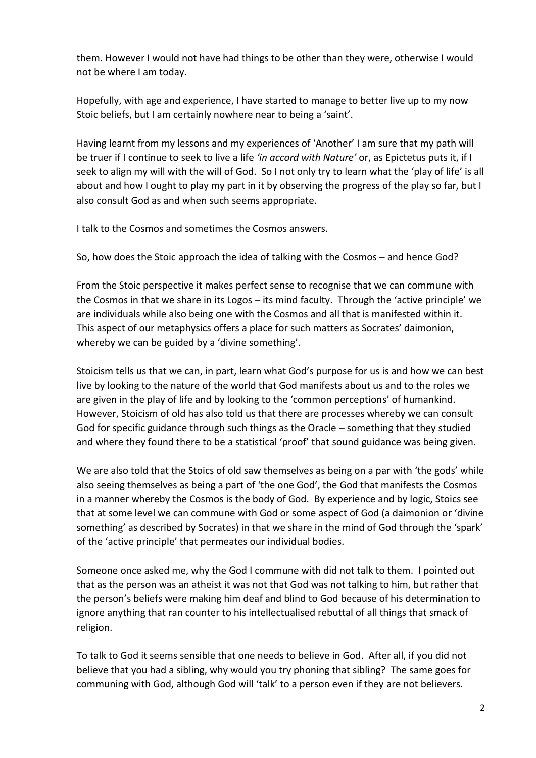them. However I would not have had things to be other than they were, otherwise I would not be where I am today.

Hopefully, with age and experience, I have started to manage to better live up to my now Stoic beliefs, but I am certainly nowhere near to being a 'saint'.

Having learnt from my lessons and my experiences of 'Another' I am sure that my path will be truer if I continue to seek to live a life *'in accord with Nature'* or, as Epictetus puts it, if I seek to align my will with the will of God. So I not only try to learn what the 'play of life' is all about and how I ought to play my part in it by observing the progress of the play so far, but I also consult God as and when such seems appropriate.

I talk to the Cosmos and sometimes the Cosmos answers.

So, how does the Stoic approach the idea of talking with the Cosmos – and hence God?

From the Stoic perspective it makes perfect sense to recognise that we can commune with the Cosmos in that we share in its Logos – its mind faculty. Through the 'active principle' we are individuals while also being one with the Cosmos and all that is manifested within it. This aspect of our metaphysics offers a place for such matters as Socrates' daimonion, whereby we can be guided by a 'divine something'.

Stoicism tells us that we can, in part, learn what God's purpose for us is and how we can best live by looking to the nature of the world that God manifests about us and to the roles we are given in the play of life and by looking to the 'common perceptions' of humankind. However, Stoicism of old has also told us that there are processes whereby we can consult God for specific guidance through such things as the Oracle – something that they studied and where they found there to be a statistical 'proof' that sound guidance was being given.

We are also told that the Stoics of old saw themselves as being on a par with 'the gods' while also seeing themselves as being a part of 'the one God', the God that manifests the Cosmos in a manner whereby the Cosmos is the body of God. By experience and by logic, Stoics see that at some level we can commune with God or some aspect of God (a daimonion or 'divine something' as described by Socrates) in that we share in the mind of God through the 'spark' of the 'active principle' that permeates our individual bodies.

Someone once asked me, why the God I commune with did not talk to them. I pointed out that as the person was an atheist it was not that God was not talking to him, but rather that the person's beliefs were making him deaf and blind to God because of his determination to ignore anything that ran counter to his intellectualised rebuttal of all things that smack of religion.

To talk to God it seems sensible that one needs to believe in God. After all, if you did not believe that you had a sibling, why would you try phoning that sibling? The same goes for communing with God, although God will 'talk' to a person even if they are not believers.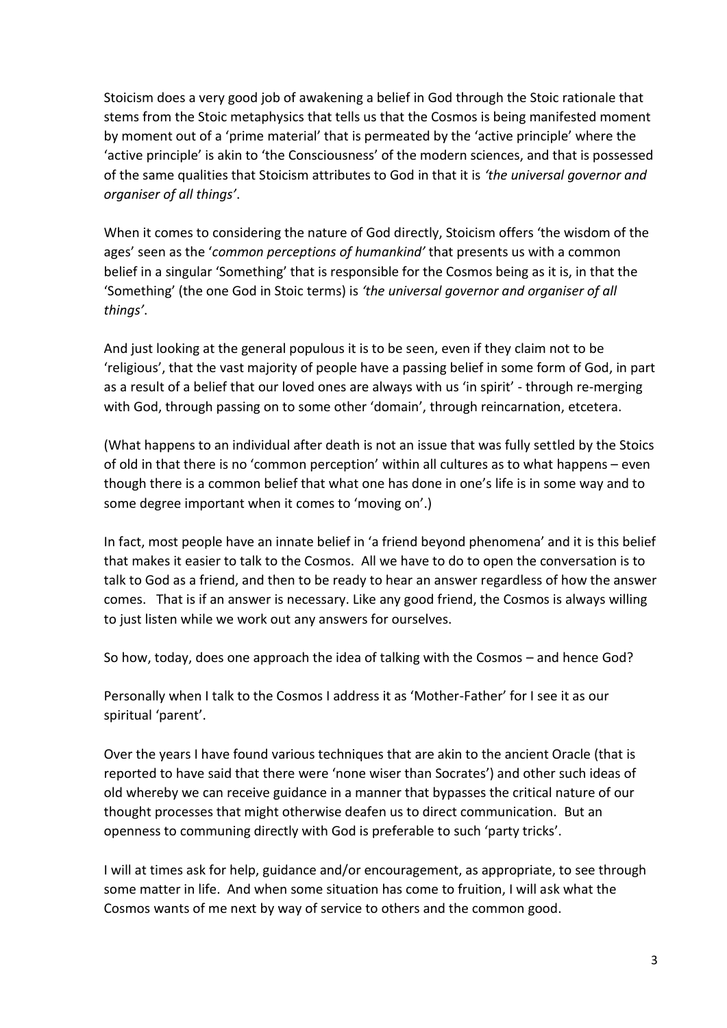Stoicism does a very good job of awakening a belief in God through the Stoic rationale that stems from the Stoic metaphysics that tells us that the Cosmos is being manifested moment by moment out of a 'prime material' that is permeated by the 'active principle' where the 'active principle' is akin to 'the Consciousness' of the modern sciences, and that is possessed of the same qualities that Stoicism attributes to God in that it is *'the universal governor and organiser of all things'*.

When it comes to considering the nature of God directly, Stoicism offers 'the wisdom of the ages' seen as the '*common perceptions of humankind'* that presents us with a common belief in a singular 'Something' that is responsible for the Cosmos being as it is, in that the 'Something' (the one God in Stoic terms) is *'the universal governor and organiser of all things'*.

And just looking at the general populous it is to be seen, even if they claim not to be 'religious', that the vast majority of people have a passing belief in some form of God, in part as a result of a belief that our loved ones are always with us 'in spirit' - through re-merging with God, through passing on to some other 'domain', through reincarnation, etcetera.

(What happens to an individual after death is not an issue that was fully settled by the Stoics of old in that there is no 'common perception' within all cultures as to what happens – even though there is a common belief that what one has done in one's life is in some way and to some degree important when it comes to 'moving on'.)

In fact, most people have an innate belief in 'a friend beyond phenomena' and it is this belief that makes it easier to talk to the Cosmos. All we have to do to open the conversation is to talk to God as a friend, and then to be ready to hear an answer regardless of how the answer comes. That is if an answer is necessary. Like any good friend, the Cosmos is always willing to just listen while we work out any answers for ourselves.

So how, today, does one approach the idea of talking with the Cosmos – and hence God?

Personally when I talk to the Cosmos I address it as 'Mother-Father' for I see it as our spiritual 'parent'.

Over the years I have found various techniques that are akin to the ancient Oracle (that is reported to have said that there were 'none wiser than Socrates') and other such ideas of old whereby we can receive guidance in a manner that bypasses the critical nature of our thought processes that might otherwise deafen us to direct communication. But an openness to communing directly with God is preferable to such 'party tricks'.

I will at times ask for help, guidance and/or encouragement, as appropriate, to see through some matter in life. And when some situation has come to fruition, I will ask what the Cosmos wants of me next by way of service to others and the common good.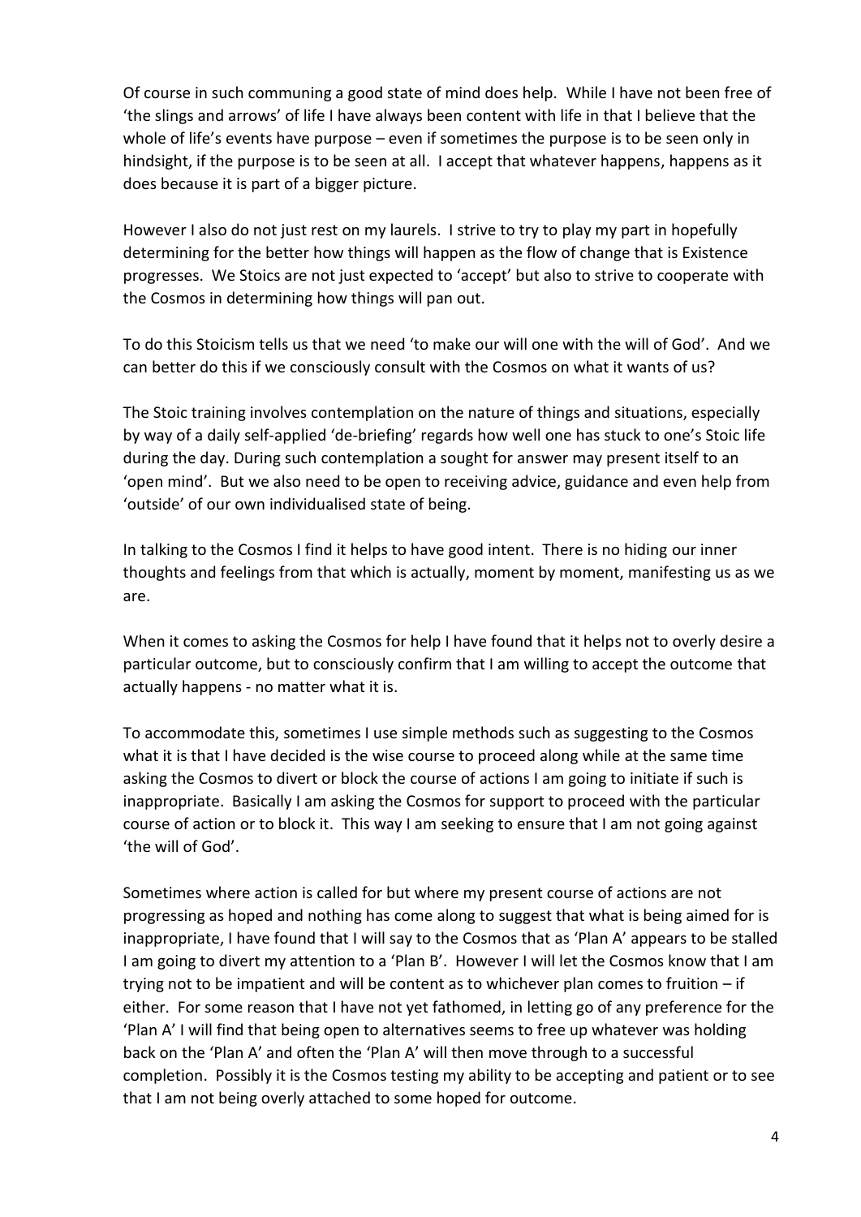Of course in such communing a good state of mind does help. While I have not been free of 'the slings and arrows' of life I have always been content with life in that I believe that the whole of life's events have purpose – even if sometimes the purpose is to be seen only in hindsight, if the purpose is to be seen at all. I accept that whatever happens, happens as it does because it is part of a bigger picture.

However I also do not just rest on my laurels. I strive to try to play my part in hopefully determining for the better how things will happen as the flow of change that is Existence progresses. We Stoics are not just expected to 'accept' but also to strive to cooperate with the Cosmos in determining how things will pan out.

To do this Stoicism tells us that we need 'to make our will one with the will of God'. And we can better do this if we consciously consult with the Cosmos on what it wants of us?

The Stoic training involves contemplation on the nature of things and situations, especially by way of a daily self-applied 'de-briefing' regards how well one has stuck to one's Stoic life during the day. During such contemplation a sought for answer may present itself to an 'open mind'. But we also need to be open to receiving advice, guidance and even help from 'outside' of our own individualised state of being.

In talking to the Cosmos I find it helps to have good intent. There is no hiding our inner thoughts and feelings from that which is actually, moment by moment, manifesting us as we are.

When it comes to asking the Cosmos for help I have found that it helps not to overly desire a particular outcome, but to consciously confirm that I am willing to accept the outcome that actually happens - no matter what it is.

To accommodate this, sometimes I use simple methods such as suggesting to the Cosmos what it is that I have decided is the wise course to proceed along while at the same time asking the Cosmos to divert or block the course of actions I am going to initiate if such is inappropriate. Basically I am asking the Cosmos for support to proceed with the particular course of action or to block it. This way I am seeking to ensure that I am not going against 'the will of God'.

Sometimes where action is called for but where my present course of actions are not progressing as hoped and nothing has come along to suggest that what is being aimed for is inappropriate, I have found that I will say to the Cosmos that as 'Plan A' appears to be stalled I am going to divert my attention to a 'Plan B'. However I will let the Cosmos know that I am trying not to be impatient and will be content as to whichever plan comes to fruition – if either. For some reason that I have not yet fathomed, in letting go of any preference for the 'Plan A' I will find that being open to alternatives seems to free up whatever was holding back on the 'Plan A' and often the 'Plan A' will then move through to a successful completion. Possibly it is the Cosmos testing my ability to be accepting and patient or to see that I am not being overly attached to some hoped for outcome.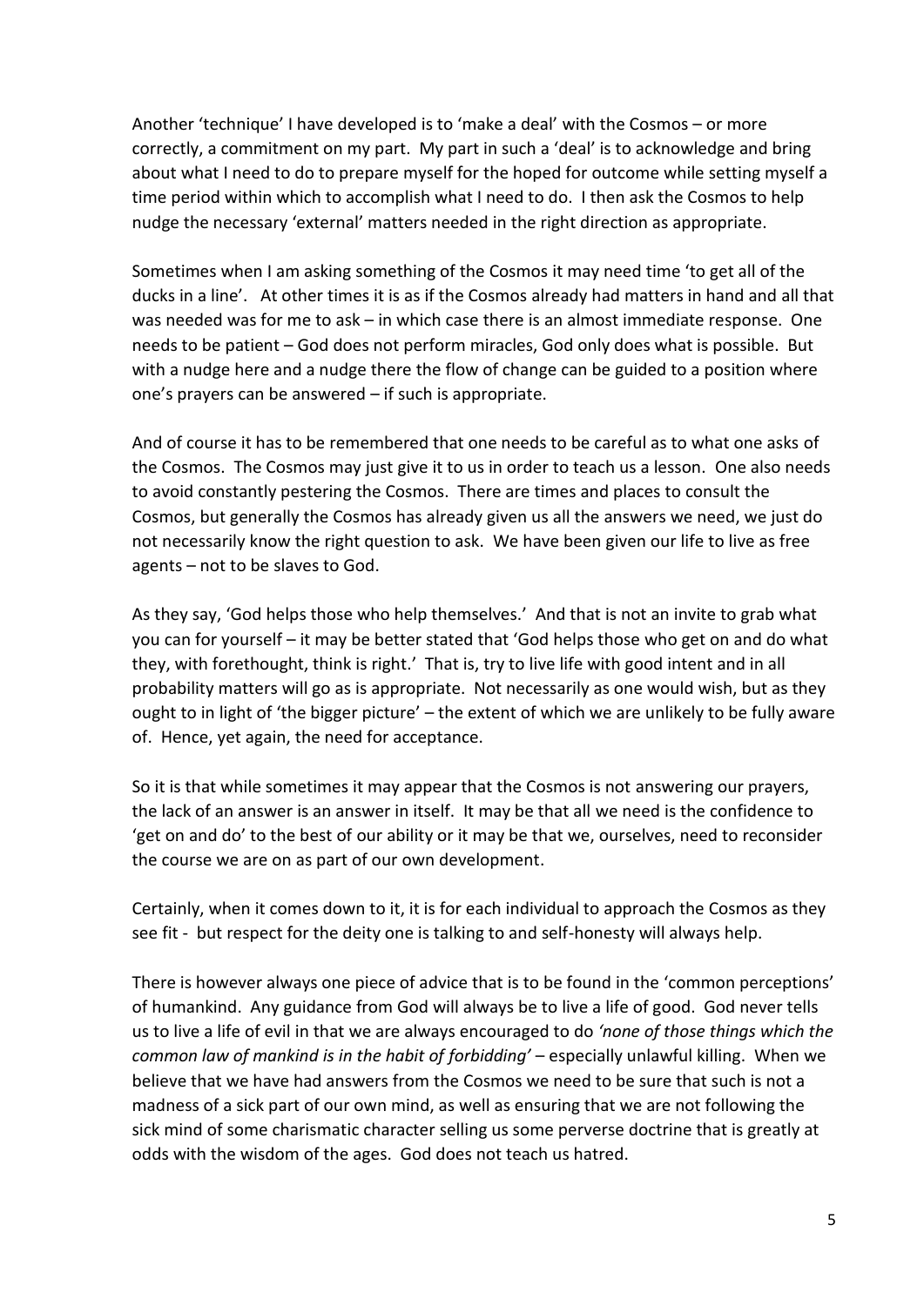Another 'technique' I have developed is to 'make a deal' with the Cosmos – or more correctly, a commitment on my part. My part in such a 'deal' is to acknowledge and bring about what I need to do to prepare myself for the hoped for outcome while setting myself a time period within which to accomplish what I need to do. I then ask the Cosmos to help nudge the necessary 'external' matters needed in the right direction as appropriate.

Sometimes when I am asking something of the Cosmos it may need time 'to get all of the ducks in a line'. At other times it is as if the Cosmos already had matters in hand and all that was needed was for me to ask – in which case there is an almost immediate response. One needs to be patient – God does not perform miracles, God only does what is possible. But with a nudge here and a nudge there the flow of change can be guided to a position where one's prayers can be answered – if such is appropriate.

And of course it has to be remembered that one needs to be careful as to what one asks of the Cosmos. The Cosmos may just give it to us in order to teach us a lesson. One also needs to avoid constantly pestering the Cosmos. There are times and places to consult the Cosmos, but generally the Cosmos has already given us all the answers we need, we just do not necessarily know the right question to ask. We have been given our life to live as free agents – not to be slaves to God.

As they say, 'God helps those who help themselves.' And that is not an invite to grab what you can for yourself – it may be better stated that 'God helps those who get on and do what they, with forethought, think is right.' That is, try to live life with good intent and in all probability matters will go as is appropriate. Not necessarily as one would wish, but as they ought to in light of 'the bigger picture' – the extent of which we are unlikely to be fully aware of. Hence, yet again, the need for acceptance.

So it is that while sometimes it may appear that the Cosmos is not answering our prayers, the lack of an answer is an answer in itself. It may be that all we need is the confidence to 'get on and do' to the best of our ability or it may be that we, ourselves, need to reconsider the course we are on as part of our own development.

Certainly, when it comes down to it, it is for each individual to approach the Cosmos as they see fit - but respect for the deity one is talking to and self-honesty will always help.

There is however always one piece of advice that is to be found in the 'common perceptions' of humankind. Any guidance from God will always be to live a life of good. God never tells us to live a life of evil in that we are always encouraged to do *'none of those things which the common law of mankind is in the habit of forbidding'* – especially unlawful killing. When we believe that we have had answers from the Cosmos we need to be sure that such is not a madness of a sick part of our own mind, as well as ensuring that we are not following the sick mind of some charismatic character selling us some perverse doctrine that is greatly at odds with the wisdom of the ages. God does not teach us hatred.